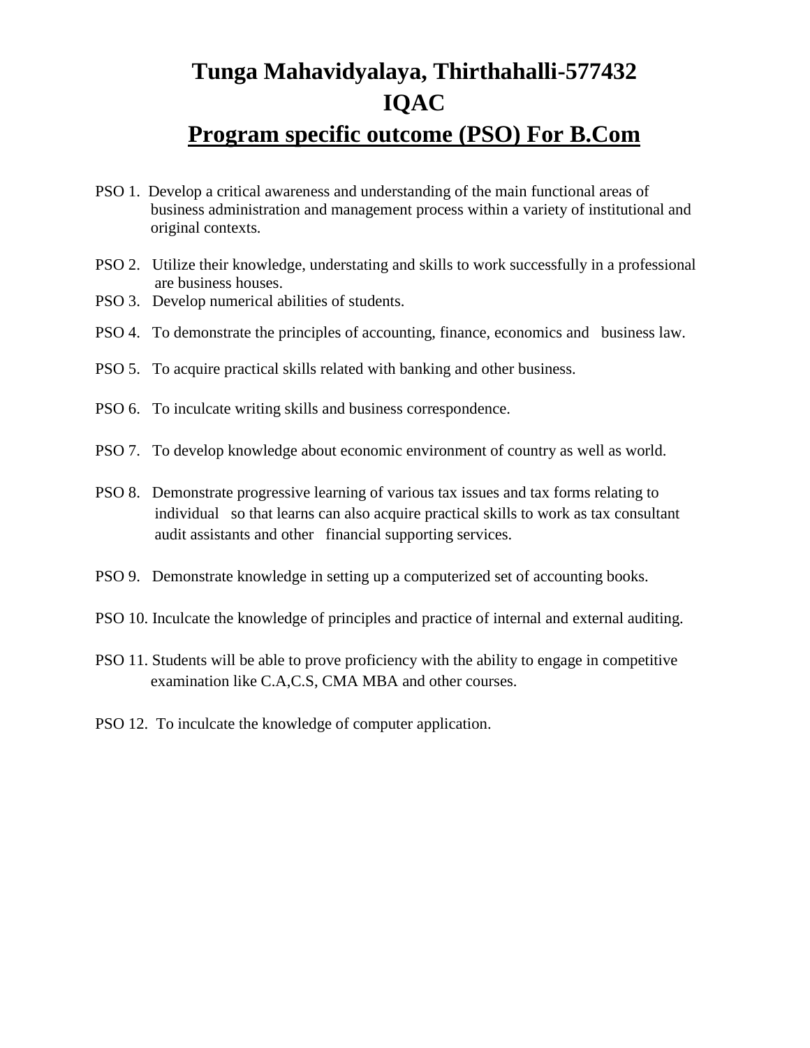# Tunga Mahavidyalaya, Thirthahalli-577432

# IQAC

## Program specific outcome (PSO) For B.Com

PSO 1. Develop a critical awareness and understanding of the main functional areas of business administration and management process within a variety of institutional and original contexts.

PSO 2. Utilize their knowledge, understating and skills to work successfully in a professional are business houses.

PSO 3. Develop numerical abilities of students.

PSO 4. To demonstrate the principles of accounting, finance, economics and business law.

PSO 5. To acquire practical skills related with banking and other business.

PSO 6. To inculcate writing skills and business correspondence.

PSO 7. To develop knowledge about economic environment of country as well as world.

PSO 8. Demonstrate progressive learning of various tax issues and tax forms relating to individual so that learns can also acquire practical skills to work as tax consultant audit assistants and other financial supporting services.

PSO 9. Demonstrate knowledge in setting up a computerized set of accounting books.

PSO 10. Inculcate the knowledge of principles and practice of internal and external auditing.

PSO 11. Students will be able to prove proficiency with the ability to engage in competitive examination like C.A,C.S, CMA MBA and other courses.

PSO 12. To inculcate the knowledge of computer application.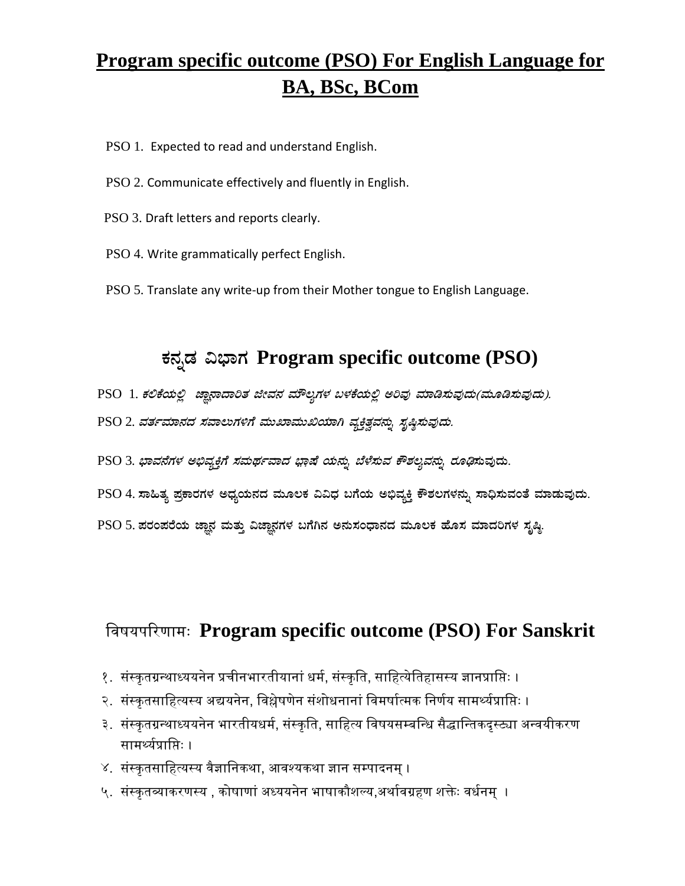# Program specific outcome (PSO) For English Language for BA, BSc, BCom

PSO 1. Expected to read and understand English.

PSO 2. Communicate effectively and fluently in English.

PSO 3. Draft letters and reports clearly.

PSO 4. Write grammatically perfect English.

PSO 5. Translate any write-up from their Mother tongue to English Language.

## ಕನ್ನಡ ವಿಭಾಗ Program specific outcome (PSO)

PSO 1. *ಕಲಿಕೆಯಲ್ಲಿ ಜ್ಞಾನಾದಾರಿತ ಜೀವನ ಮೌಲ್ಯಗಳ ಬಳಕೆಯಲ್ಲಿ ಅರಿವು ಮಾಡಿಸುವುದು(ಮೂಡಿಸುವುದು).*

PSO 2. *ವರ್ತಮಾನದ ಸವಾಲುಗಳಿಗೆ ಮುಖಾಮುಖಿಯಾಗಿ ವ್ಯಕ್ತಿತ್ವವನ್ನು ಸೃಷ್ಠಿಸುವುದು.*

PSO 3. *ಭಾವನೆಗಳ ಅಭಿವ್ಯಕ್ತಿಗೆ ಸಮರ್ಥವಾದ ಭಾಷೆ ಯನ್ನು ಬೆಳೆಸುವ ಕೌಶಲ್ಯವನ್ನು ರೂಢಿಸುವುದು.*

PSO 4. ಸಾಹಿತ್ಯ ಪ್ರಕಾರಗಳ ಅಧ್ಯಯನದ ಮೂಲಕ ವಿವಿಧ ಬಗೆಯ ಅಭಿವ್ಯಕ್ತಿ ಕೌಶಲಗಳನ್ನು ಸಾಧಿಸುವಂತೆ ಮಾಡುವುದು.

PSO 5. ಪರಂಪರೆಯ ಜ್ಞಾನ ಮತ್ತು ವಿಜ್ಞಾನಗಳ ಬಗೆಗಿನ ಅನುಸಂಧಾನದ ಮೂಲಕ ಹೊಸ ಮಾದರಿಗಳ ಸೃಷ್ಠಿ.

## विषयपरिणामः Program specific outcome (PSO) For Sanskrit

१. संस्कृतग्रन्थाध्ययनेन प्रचीनभारतीयानां धर्म, संस्कृति, साहित्येतिहासस्य ज्ञानप्राप्तिः ।

२. संस्कृतसाहित्यस्य अद्ययनेन, विश्लेषणेन संशोधनानां विमर्षात्मक निर्णय सामर्थ्यप्राप्तिः ।

३. संस्कृतग्रन्थाध्ययनेन भारतीयधर्म, संस्कृति, साहित्य विषयसम्बन्धि सैद्धान्तिकदृस्त्या अन्वयीकरण सामर्थ्यप्राप्तिः ।

४. संस्कृतसाहित्यस्य वैज्ञानिकथा, आवश्यकथा ज्ञान सम्पादनम् ।

५. संस्कृतव्याकरणस्य , कोषाणां अध्ययनेन भाषाकौशल्य,अर्थावग्रहण शक्तेः वर्धनम् ।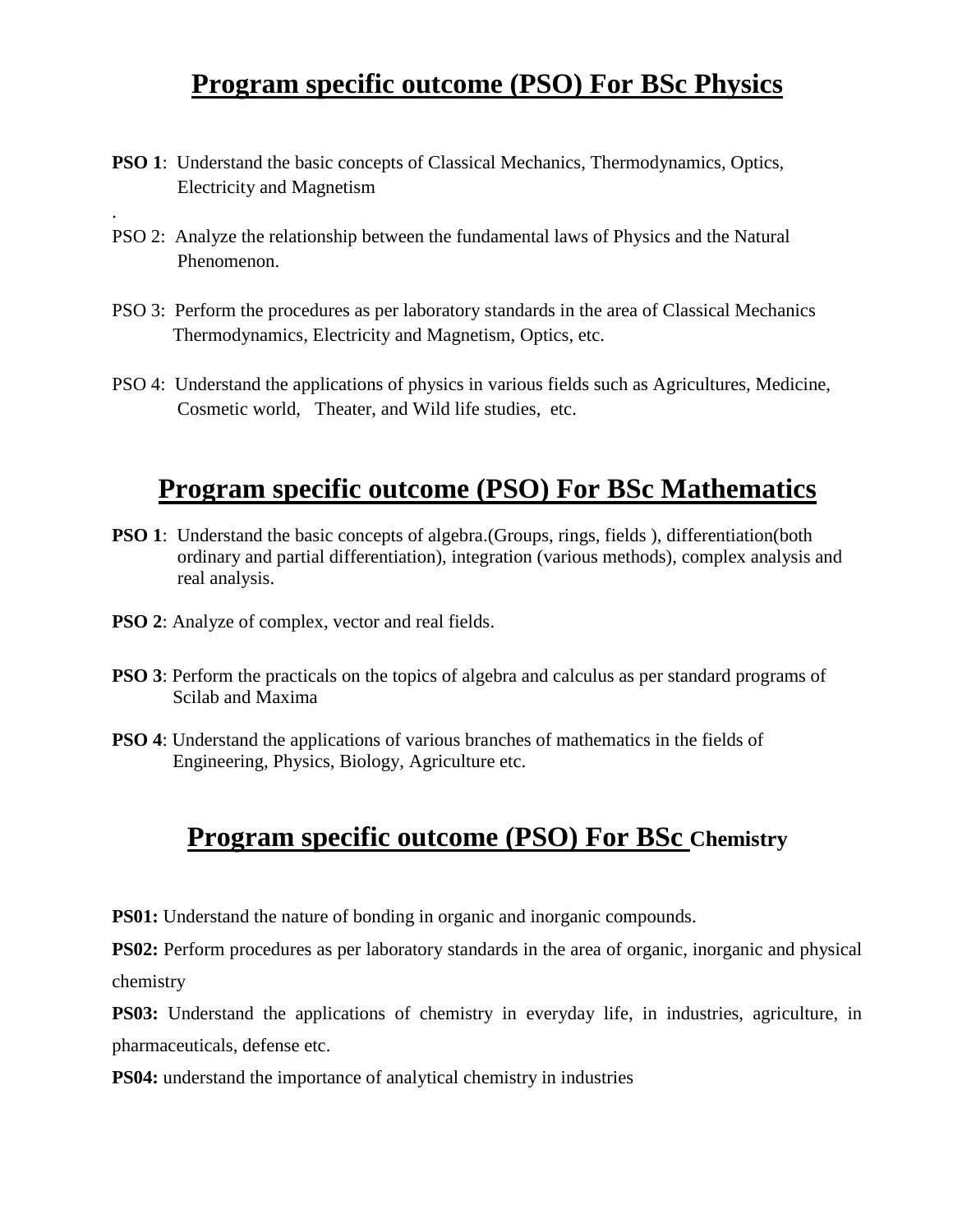# Program specific outcome (PSO) For BSc Physics

**PSO 1**: Understand the basic concepts of Classical Mechanics, Thermodynamics, Optics, Electricity and Magnetism

.

PSO 2: Analyze the relationship between the fundamental laws of Physics and the Natural Phenomenon.

PSO 3: Perform the procedures as per laboratory standards in the area of Classical Mechanics Thermodynamics, Electricity and Magnetism, Optics, etc.

PSO 4: Understand the applications of physics in various fields such as Agricultures, Medicine, Cosmetic world, Theater, and Wild life studies, etc.

# Program specific outcome (PSO) For BSc Mathematics

**PSO 1**: Understand the basic concepts of algebra.(Groups, rings, fields ), differentiation(both ordinary and partial differentiation), integration (various methods), complex analysis and real analysis.

**PSO 2**: Analyze of complex, vector and real fields.

**PSO 3**: Perform the practicals on the topics of algebra and calculus as per standard programs of Scilab and Maxima

**PSO 4**: Understand the applications of various branches of mathematics in the fields of Engineering, Physics, Biology, Agriculture etc.

# Program specific outcome (PSO) For BSc Chemistry

**PS01:** Understand the nature of bonding in organic and inorganic compounds.

**PS02:** Perform procedures as per laboratory standards in the area of organic, inorganic and physical chemistry

**PS03:** Understand the applications of chemistry in everyday life, in industries, agriculture, in pharmaceuticals, defense etc.

**PS04:** understand the importance of analytical chemistry in industries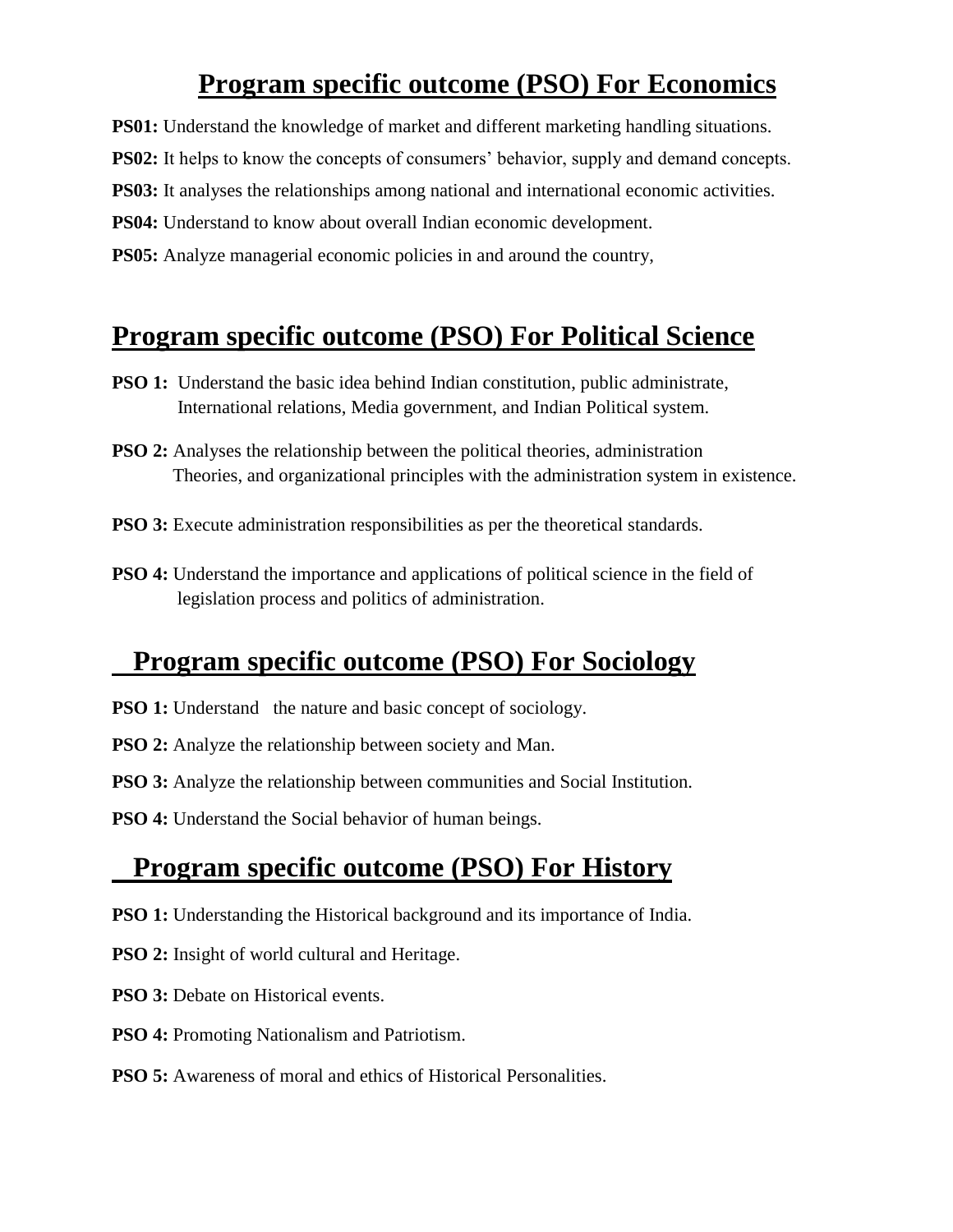## Program specific outcome (PSO) For Economics

**PS01:** Understand the knowledge of market and different marketing handling situations.

**PS02:** It helps to know the concepts of consumers' behavior, supply and demand concepts.

**PS03:** It analyses the relationships among national and international economic activities.

**PS04:** Understand to know about overall Indian economic development.

**PS05:** Analyze managerial economic policies in and around the country,

## Program specific outcome (PSO) For Political Science

**PSO 1:** Understand the basic idea behind Indian constitution, public administrate, International relations, Media government, and Indian Political system.

**PSO 2:** Analyses the relationship between the political theories, administration Theories, and organizational principles with the administration system in existence.

**PSO 3:** Execute administration responsibilities as per the theoretical standards.

**PSO 4:** Understand the importance and applications of political science in the field of legislation process and politics of administration.

## Program specific outcome (PSO) For Sociology

**PSO 1:** Understand the nature and basic concept of sociology.

**PSO 2:** Analyze the relationship between society and Man.

**PSO 3:** Analyze the relationship between communities and Social Institution.

**PSO 4:** Understand the Social behavior of human beings.

## Program specific outcome (PSO) For History

**PSO 1:** Understanding the Historical background and its importance of India.

**PSO 2:** Insight of world cultural and Heritage.

**PSO 3:** Debate on Historical events.

**PSO 4:** Promoting Nationalism and Patriotism.

**PSO 5:** Awareness of moral and ethics of Historical Personalities.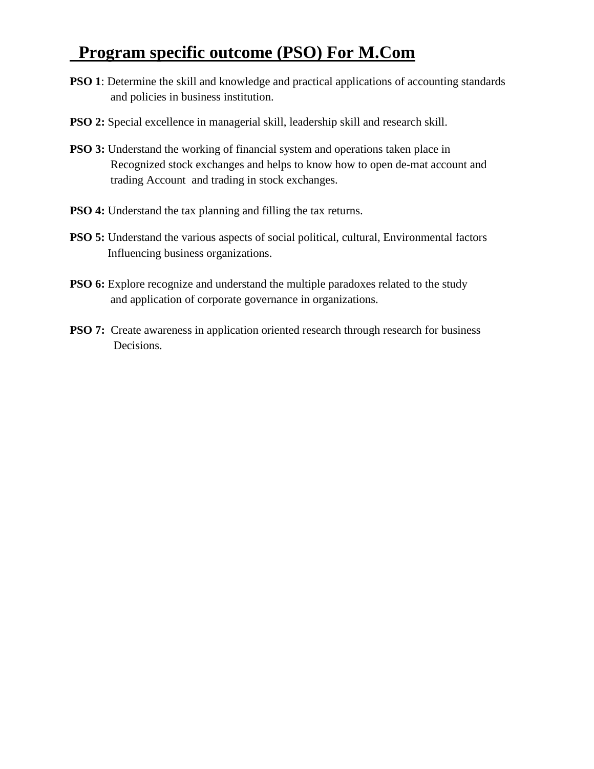# Program specific outcome (PSO) For M.Com

**PSO 1**: Determine the skill and knowledge and practical applications of accounting standards and policies in business institution.

**PSO 2:** Special excellence in managerial skill, leadership skill and research skill.

**PSO 3:** Understand the working of financial system and operations taken place in Recognized stock exchanges and helps to know how to open de-mat account and trading Account and trading in stock exchanges.

**PSO 4:** Understand the tax planning and filling the tax returns.

**PSO 5:** Understand the various aspects of social political, cultural, Environmental factors Influencing business organizations.

**PSO 6:** Explore recognize and understand the multiple paradoxes related to the study and application of corporate governance in organizations.

**PSO 7:** Create awareness in application oriented research through research for business Decisions.